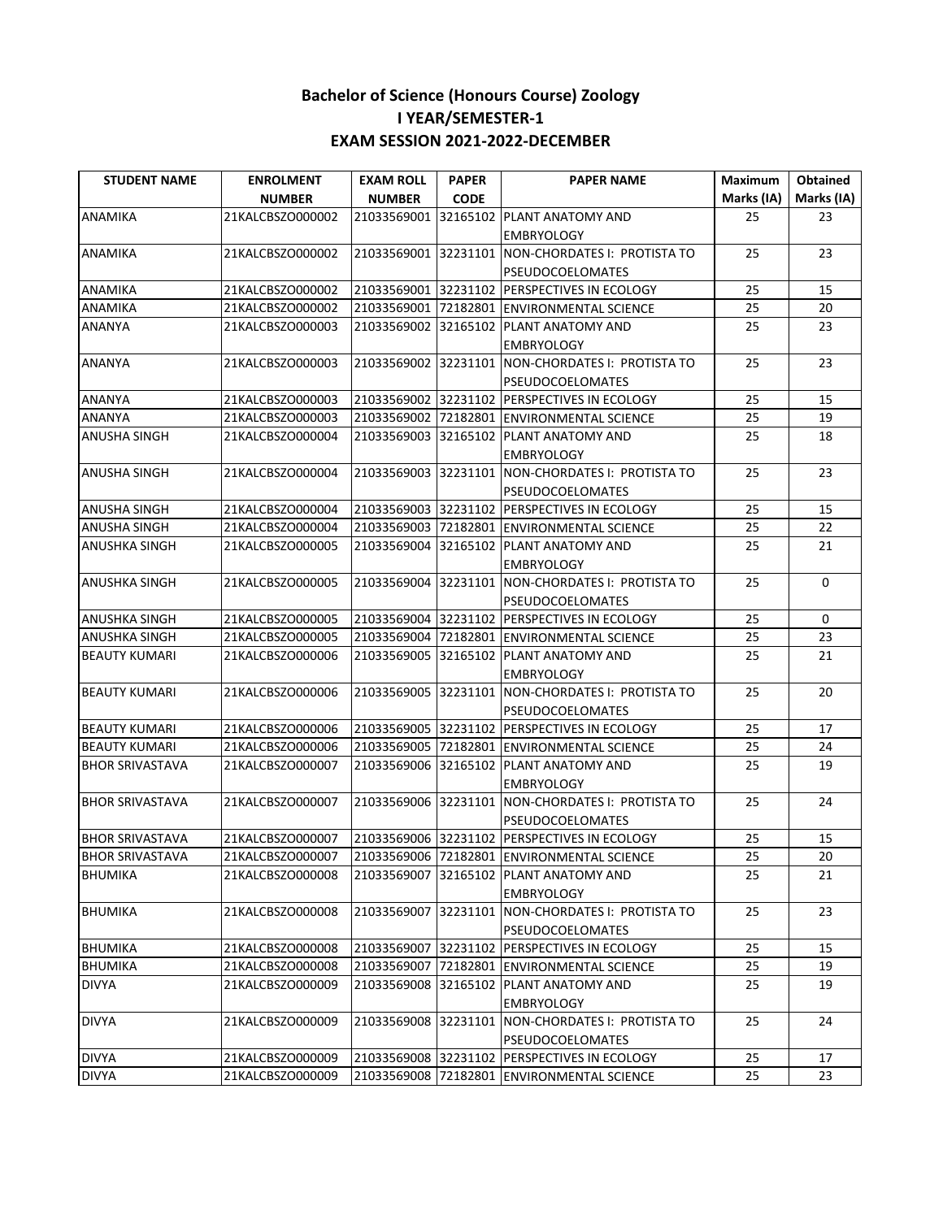# Bachelor of Science (Honours Course) Zoology
## I YEAR/SEMESTER-1
## EXAM SESSION 2021-2022-DECEMBER

| STUDENT NAME | ENROLMENT NUMBER | EXAM ROLL NUMBER | PAPER CODE | PAPER NAME | Maximum Marks (IA) | Obtained Marks (IA) |
|---|---|---|---|---|---|---|
| ANAMIKA | 21KALCBSZO000002 | 21033569001 | 32165102 | PLANT ANATOMY AND EMBRYOLOGY | 25 | 23 |
| ANAMIKA | 21KALCBSZO000002 | 21033569001 | 32231101 | NON-CHORDATES I: PROTISTA TO PSEUDOCOELOMATES | 25 | 23 |
| ANAMIKA | 21KALCBSZO000002 | 21033569001 | 32231102 | PERSPECTIVES IN ECOLOGY | 25 | 15 |
| ANAMIKA | 21KALCBSZO000002 | 21033569001 | 72182801 | ENVIRONMENTAL SCIENCE | 25 | 20 |
| ANANYA | 21KALCBSZO000003 | 21033569002 | 32165102 | PLANT ANATOMY AND EMBRYOLOGY | 25 | 23 |
| ANANYA | 21KALCBSZO000003 | 21033569002 | 32231101 | NON-CHORDATES I: PROTISTA TO PSEUDOCOELOMATES | 25 | 23 |
| ANANYA | 21KALCBSZO000003 | 21033569002 | 32231102 | PERSPECTIVES IN ECOLOGY | 25 | 15 |
| ANANYA | 21KALCBSZO000003 | 21033569002 | 72182801 | ENVIRONMENTAL SCIENCE | 25 | 19 |
| ANUSHA SINGH | 21KALCBSZO000004 | 21033569003 | 32165102 | PLANT ANATOMY AND EMBRYOLOGY | 25 | 18 |
| ANUSHA SINGH | 21KALCBSZO000004 | 21033569003 | 32231101 | NON-CHORDATES I: PROTISTA TO PSEUDOCOELOMATES | 25 | 23 |
| ANUSHA SINGH | 21KALCBSZO000004 | 21033569003 | 32231102 | PERSPECTIVES IN ECOLOGY | 25 | 15 |
| ANUSHA SINGH | 21KALCBSZO000004 | 21033569003 | 72182801 | ENVIRONMENTAL SCIENCE | 25 | 22 |
| ANUSHKA SINGH | 21KALCBSZO000005 | 21033569004 | 32165102 | PLANT ANATOMY AND EMBRYOLOGY | 25 | 21 |
| ANUSHKA SINGH | 21KALCBSZO000005 | 21033569004 | 32231101 | NON-CHORDATES I: PROTISTA TO PSEUDOCOELOMATES | 25 | 0 |
| ANUSHKA SINGH | 21KALCBSZO000005 | 21033569004 | 32231102 | PERSPECTIVES IN ECOLOGY | 25 | 0 |
| ANUSHKA SINGH | 21KALCBSZO000005 | 21033569004 | 72182801 | ENVIRONMENTAL SCIENCE | 25 | 23 |
| BEAUTY KUMARI | 21KALCBSZO000006 | 21033569005 | 32165102 | PLANT ANATOMY AND EMBRYOLOGY | 25 | 21 |
| BEAUTY KUMARI | 21KALCBSZO000006 | 21033569005 | 32231101 | NON-CHORDATES I: PROTISTA TO PSEUDOCOELOMATES | 25 | 20 |
| BEAUTY KUMARI | 21KALCBSZO000006 | 21033569005 | 32231102 | PERSPECTIVES IN ECOLOGY | 25 | 17 |
| BEAUTY KUMARI | 21KALCBSZO000006 | 21033569005 | 72182801 | ENVIRONMENTAL SCIENCE | 25 | 24 |
| BHOR SRIVASTAVA | 21KALCBSZO000007 | 21033569006 | 32165102 | PLANT ANATOMY AND EMBRYOLOGY | 25 | 19 |
| BHOR SRIVASTAVA | 21KALCBSZO000007 | 21033569006 | 32231101 | NON-CHORDATES I: PROTISTA TO PSEUDOCOELOMATES | 25 | 24 |
| BHOR SRIVASTAVA | 21KALCBSZO000007 | 21033569006 | 32231102 | PERSPECTIVES IN ECOLOGY | 25 | 15 |
| BHOR SRIVASTAVA | 21KALCBSZO000007 | 21033569006 | 72182801 | ENVIRONMENTAL SCIENCE | 25 | 20 |
| BHUMIKA | 21KALCBSZO000008 | 21033569007 | 32165102 | PLANT ANATOMY AND EMBRYOLOGY | 25 | 21 |
| BHUMIKA | 21KALCBSZO000008 | 21033569007 | 32231101 | NON-CHORDATES I: PROTISTA TO PSEUDOCOELOMATES | 25 | 23 |
| BHUMIKA | 21KALCBSZO000008 | 21033569007 | 32231102 | PERSPECTIVES IN ECOLOGY | 25 | 15 |
| BHUMIKA | 21KALCBSZO000008 | 21033569007 | 72182801 | ENVIRONMENTAL SCIENCE | 25 | 19 |
| DIVYA | 21KALCBSZO000009 | 21033569008 | 32165102 | PLANT ANATOMY AND EMBRYOLOGY | 25 | 19 |
| DIVYA | 21KALCBSZO000009 | 21033569008 | 32231101 | NON-CHORDATES I: PROTISTA TO PSEUDOCOELOMATES | 25 | 24 |
| DIVYA | 21KALCBSZO000009 | 21033569008 | 32231102 | PERSPECTIVES IN ECOLOGY | 25 | 17 |
| DIVYA | 21KALCBSZO000009 | 21033569008 | 72182801 | ENVIRONMENTAL SCIENCE | 25 | 23 |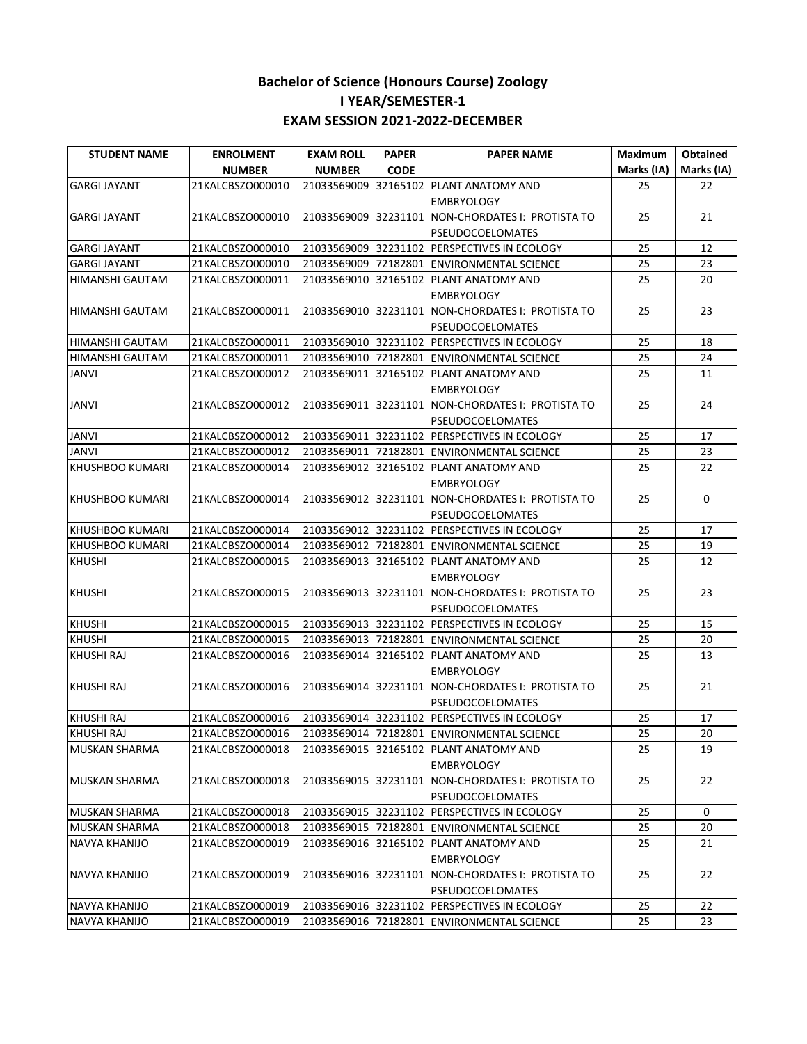# Bachelor of Science (Honours Course) Zoology
## I YEAR/SEMESTER-1
## EXAM SESSION 2021-2022-DECEMBER

| STUDENT NAME | ENROLMENT NUMBER | EXAM ROLL NUMBER | PAPER CODE | PAPER NAME | Maximum Marks (IA) | Obtained Marks (IA) |
|---|---|---|---|---|---|---|
| GARGI JAYANT | 21KALCBSZO000010 | 21033569009 | 32165102 | PLANT ANATOMY AND EMBRYOLOGY | 25 | 22 |
| GARGI JAYANT | 21KALCBSZO000010 | 21033569009 | 32231101 | NON-CHORDATES I: PROTISTA TO PSEUDOCOELOMATES | 25 | 21 |
| GARGI JAYANT | 21KALCBSZO000010 | 21033569009 | 32231102 | PERSPECTIVES IN ECOLOGY | 25 | 12 |
| GARGI JAYANT | 21KALCBSZO000010 | 21033569009 | 72182801 | ENVIRONMENTAL SCIENCE | 25 | 23 |
| HIMANSHI GAUTAM | 21KALCBSZO000011 | 21033569010 | 32165102 | PLANT ANATOMY AND EMBRYOLOGY | 25 | 20 |
| HIMANSHI GAUTAM | 21KALCBSZO000011 | 21033569010 | 32231101 | NON-CHORDATES I: PROTISTA TO PSEUDOCOELOMATES | 25 | 23 |
| HIMANSHI GAUTAM | 21KALCBSZO000011 | 21033569010 | 32231102 | PERSPECTIVES IN ECOLOGY | 25 | 18 |
| HIMANSHI GAUTAM | 21KALCBSZO000011 | 21033569010 | 72182801 | ENVIRONMENTAL SCIENCE | 25 | 24 |
| JANVI | 21KALCBSZO000012 | 21033569011 | 32165102 | PLANT ANATOMY AND EMBRYOLOGY | 25 | 11 |
| JANVI | 21KALCBSZO000012 | 21033569011 | 32231101 | NON-CHORDATES I: PROTISTA TO PSEUDOCOELOMATES | 25 | 24 |
| JANVI | 21KALCBSZO000012 | 21033569011 | 32231102 | PERSPECTIVES IN ECOLOGY | 25 | 17 |
| JANVI | 21KALCBSZO000012 | 21033569011 | 72182801 | ENVIRONMENTAL SCIENCE | 25 | 23 |
| KHUSHBOO KUMARI | 21KALCBSZO000014 | 21033569012 | 32165102 | PLANT ANATOMY AND EMBRYOLOGY | 25 | 22 |
| KHUSHBOO KUMARI | 21KALCBSZO000014 | 21033569012 | 32231101 | NON-CHORDATES I: PROTISTA TO PSEUDOCOELOMATES | 25 | 0 |
| KHUSHBOO KUMARI | 21KALCBSZO000014 | 21033569012 | 32231102 | PERSPECTIVES IN ECOLOGY | 25 | 17 |
| KHUSHBOO KUMARI | 21KALCBSZO000014 | 21033569012 | 72182801 | ENVIRONMENTAL SCIENCE | 25 | 19 |
| KHUSHI | 21KALCBSZO000015 | 21033569013 | 32165102 | PLANT ANATOMY AND EMBRYOLOGY | 25 | 12 |
| KHUSHI | 21KALCBSZO000015 | 21033569013 | 32231101 | NON-CHORDATES I: PROTISTA TO PSEUDOCOELOMATES | 25 | 23 |
| KHUSHI | 21KALCBSZO000015 | 21033569013 | 32231102 | PERSPECTIVES IN ECOLOGY | 25 | 15 |
| KHUSHI | 21KALCBSZO000015 | 21033569013 | 72182801 | ENVIRONMENTAL SCIENCE | 25 | 20 |
| KHUSHI RAJ | 21KALCBSZO000016 | 21033569014 | 32165102 | PLANT ANATOMY AND EMBRYOLOGY | 25 | 13 |
| KHUSHI RAJ | 21KALCBSZO000016 | 21033569014 | 32231101 | NON-CHORDATES I: PROTISTA TO PSEUDOCOELOMATES | 25 | 21 |
| KHUSHI RAJ | 21KALCBSZO000016 | 21033569014 | 32231102 | PERSPECTIVES IN ECOLOGY | 25 | 17 |
| KHUSHI RAJ | 21KALCBSZO000016 | 21033569014 | 72182801 | ENVIRONMENTAL SCIENCE | 25 | 20 |
| MUSKAN SHARMA | 21KALCBSZO000018 | 21033569015 | 32165102 | PLANT ANATOMY AND EMBRYOLOGY | 25 | 19 |
| MUSKAN SHARMA | 21KALCBSZO000018 | 21033569015 | 32231101 | NON-CHORDATES I: PROTISTA TO PSEUDOCOELOMATES | 25 | 22 |
| MUSKAN SHARMA | 21KALCBSZO000018 | 21033569015 | 32231102 | PERSPECTIVES IN ECOLOGY | 25 | 0 |
| MUSKAN SHARMA | 21KALCBSZO000018 | 21033569015 | 72182801 | ENVIRONMENTAL SCIENCE | 25 | 20 |
| NAVYA KHANIJO | 21KALCBSZO000019 | 21033569016 | 32165102 | PLANT ANATOMY AND EMBRYOLOGY | 25 | 21 |
| NAVYA KHANIJO | 21KALCBSZO000019 | 21033569016 | 32231101 | NON-CHORDATES I: PROTISTA TO PSEUDOCOELOMATES | 25 | 22 |
| NAVYA KHANIJO | 21KALCBSZO000019 | 21033569016 | 32231102 | PERSPECTIVES IN ECOLOGY | 25 | 22 |
| NAVYA KHANIJO | 21KALCBSZO000019 | 21033569016 | 72182801 | ENVIRONMENTAL SCIENCE | 25 | 23 |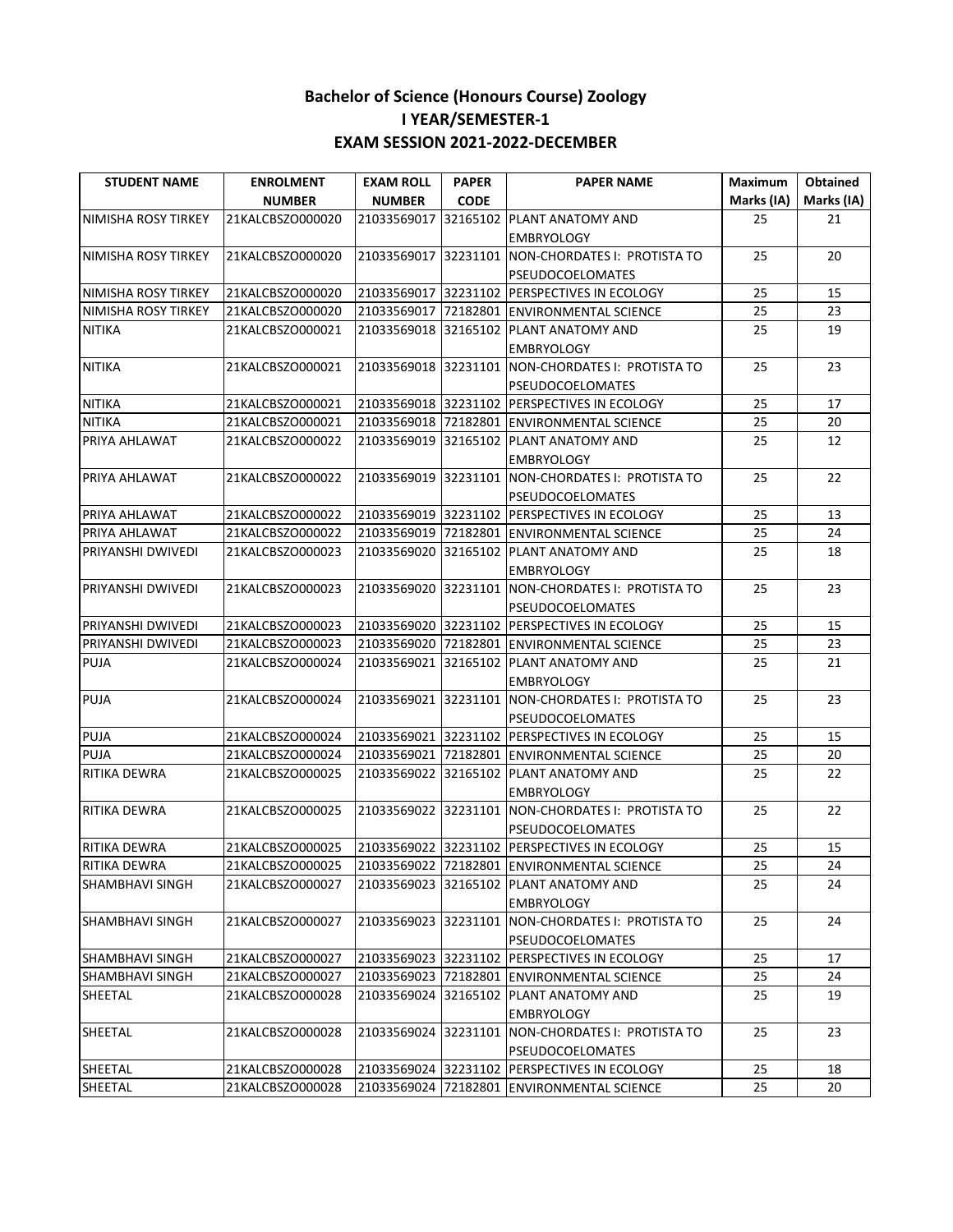**Bachelor of Science (Honours Course) Zoology**

**I YEAR/SEMESTER-1**

**EXAM SESSION 2021-2022-DECEMBER**

| STUDENT NAME | ENROLMENT NUMBER | EXAM ROLL NUMBER | PAPER CODE | PAPER NAME | Maximum Marks (IA) | Obtained Marks (IA) |
|---|---|---|---|---|---|---|
| NIMISHA ROSY TIRKEY | 21KALCBSZO000020 | 21033569017 | 32165102 | PLANT ANATOMY AND EMBRYOLOGY | 25 | 21 |
| NIMISHA ROSY TIRKEY | 21KALCBSZO000020 | 21033569017 | 32231101 | NON-CHORDATES I: PROTISTA TO PSEUDOCOELOMATES | 25 | 20 |
| NIMISHA ROSY TIRKEY | 21KALCBSZO000020 | 21033569017 | 32231102 | PERSPECTIVES IN ECOLOGY | 25 | 15 |
| NIMISHA ROSY TIRKEY | 21KALCBSZO000020 | 21033569017 | 72182801 | ENVIRONMENTAL SCIENCE | 25 | 23 |
| NITIKA | 21KALCBSZO000021 | 21033569018 | 32165102 | PLANT ANATOMY AND EMBRYOLOGY | 25 | 19 |
| NITIKA | 21KALCBSZO000021 | 21033569018 | 32231101 | NON-CHORDATES I: PROTISTA TO PSEUDOCOELOMATES | 25 | 23 |
| NITIKA | 21KALCBSZO000021 | 21033569018 | 32231102 | PERSPECTIVES IN ECOLOGY | 25 | 17 |
| NITIKA | 21KALCBSZO000021 | 21033569018 | 72182801 | ENVIRONMENTAL SCIENCE | 25 | 20 |
| PRIYA AHLAWAT | 21KALCBSZO000022 | 21033569019 | 32165102 | PLANT ANATOMY AND EMBRYOLOGY | 25 | 12 |
| PRIYA AHLAWAT | 21KALCBSZO000022 | 21033569019 | 32231101 | NON-CHORDATES I: PROTISTA TO PSEUDOCOELOMATES | 25 | 22 |
| PRIYA AHLAWAT | 21KALCBSZO000022 | 21033569019 | 32231102 | PERSPECTIVES IN ECOLOGY | 25 | 13 |
| PRIYA AHLAWAT | 21KALCBSZO000022 | 21033569019 | 72182801 | ENVIRONMENTAL SCIENCE | 25 | 24 |
| PRIYANSHI DWIVEDI | 21KALCBSZO000023 | 21033569020 | 32165102 | PLANT ANATOMY AND EMBRYOLOGY | 25 | 18 |
| PRIYANSHI DWIVEDI | 21KALCBSZO000023 | 21033569020 | 32231101 | NON-CHORDATES I: PROTISTA TO PSEUDOCOELOMATES | 25 | 23 |
| PRIYANSHI DWIVEDI | 21KALCBSZO000023 | 21033569020 | 32231102 | PERSPECTIVES IN ECOLOGY | 25 | 15 |
| PRIYANSHI DWIVEDI | 21KALCBSZO000023 | 21033569020 | 72182801 | ENVIRONMENTAL SCIENCE | 25 | 23 |
| PUJA | 21KALCBSZO000024 | 21033569021 | 32165102 | PLANT ANATOMY AND EMBRYOLOGY | 25 | 21 |
| PUJA | 21KALCBSZO000024 | 21033569021 | 32231101 | NON-CHORDATES I: PROTISTA TO PSEUDOCOELOMATES | 25 | 23 |
| PUJA | 21KALCBSZO000024 | 21033569021 | 32231102 | PERSPECTIVES IN ECOLOGY | 25 | 15 |
| PUJA | 21KALCBSZO000024 | 21033569021 | 72182801 | ENVIRONMENTAL SCIENCE | 25 | 20 |
| RITIKA DEWRA | 21KALCBSZO000025 | 21033569022 | 32165102 | PLANT ANATOMY AND EMBRYOLOGY | 25 | 22 |
| RITIKA DEWRA | 21KALCBSZO000025 | 21033569022 | 32231101 | NON-CHORDATES I: PROTISTA TO PSEUDOCOELOMATES | 25 | 22 |
| RITIKA DEWRA | 21KALCBSZO000025 | 21033569022 | 32231102 | PERSPECTIVES IN ECOLOGY | 25 | 15 |
| RITIKA DEWRA | 21KALCBSZO000025 | 21033569022 | 72182801 | ENVIRONMENTAL SCIENCE | 25 | 24 |
| SHAMBHAVI SINGH | 21KALCBSZO000027 | 21033569023 | 32165102 | PLANT ANATOMY AND EMBRYOLOGY | 25 | 24 |
| SHAMBHAVI SINGH | 21KALCBSZO000027 | 21033569023 | 32231101 | NON-CHORDATES I: PROTISTA TO PSEUDOCOELOMATES | 25 | 24 |
| SHAMBHAVI SINGH | 21KALCBSZO000027 | 21033569023 | 32231102 | PERSPECTIVES IN ECOLOGY | 25 | 17 |
| SHAMBHAVI SINGH | 21KALCBSZO000027 | 21033569023 | 72182801 | ENVIRONMENTAL SCIENCE | 25 | 24 |
| SHEETAL | 21KALCBSZO000028 | 21033569024 | 32165102 | PLANT ANATOMY AND EMBRYOLOGY | 25 | 19 |
| SHEETAL | 21KALCBSZO000028 | 21033569024 | 32231101 | NON-CHORDATES I: PROTISTA TO PSEUDOCOELOMATES | 25 | 23 |
| SHEETAL | 21KALCBSZO000028 | 21033569024 | 32231102 | PERSPECTIVES IN ECOLOGY | 25 | 18 |
| SHEETAL | 21KALCBSZO000028 | 21033569024 | 72182801 | ENVIRONMENTAL SCIENCE | 25 | 20 |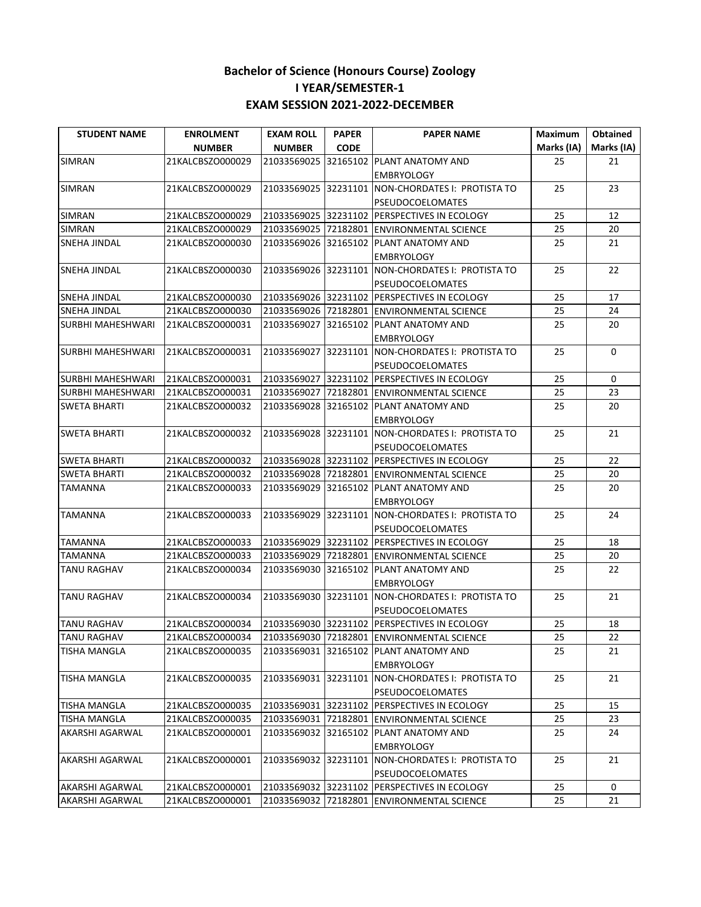## Bachelor of Science (Honours Course) Zoology
## I YEAR/SEMESTER-1
## EXAM SESSION 2021-2022-DECEMBER

| STUDENT NAME | ENROLMENT NUMBER | EXAM ROLL NUMBER | PAPER CODE | PAPER NAME | Maximum Marks (IA) | Obtained Marks (IA) |
|---|---|---|---|---|---|---|
| SIMRAN | 21KALCBSZO000029 | 21033569025 | 32165102 | PLANT ANATOMY AND EMBRYOLOGY | 25 | 21 |
| SIMRAN | 21KALCBSZO000029 | 21033569025 | 32231101 | NON-CHORDATES I: PROTISTA TO PSEUDOCOELOMATES | 25 | 23 |
| SIMRAN | 21KALCBSZO000029 | 21033569025 | 32231102 | PERSPECTIVES IN ECOLOGY | 25 | 12 |
| SIMRAN | 21KALCBSZO000029 | 21033569025 | 72182801 | ENVIRONMENTAL SCIENCE | 25 | 20 |
| SNEHA JINDAL | 21KALCBSZO000030 | 21033569026 | 32165102 | PLANT ANATOMY AND EMBRYOLOGY | 25 | 21 |
| SNEHA JINDAL | 21KALCBSZO000030 | 21033569026 | 32231101 | NON-CHORDATES I: PROTISTA TO PSEUDOCOELOMATES | 25 | 22 |
| SNEHA JINDAL | 21KALCBSZO000030 | 21033569026 | 32231102 | PERSPECTIVES IN ECOLOGY | 25 | 17 |
| SNEHA JINDAL | 21KALCBSZO000030 | 21033569026 | 72182801 | ENVIRONMENTAL SCIENCE | 25 | 24 |
| SURBHI MAHESHWARI | 21KALCBSZO000031 | 21033569027 | 32165102 | PLANT ANATOMY AND EMBRYOLOGY | 25 | 20 |
| SURBHI MAHESHWARI | 21KALCBSZO000031 | 21033569027 | 32231101 | NON-CHORDATES I: PROTISTA TO PSEUDOCOELOMATES | 25 | 0 |
| SURBHI MAHESHWARI | 21KALCBSZO000031 | 21033569027 | 32231102 | PERSPECTIVES IN ECOLOGY | 25 | 0 |
| SURBHI MAHESHWARI | 21KALCBSZO000031 | 21033569027 | 72182801 | ENVIRONMENTAL SCIENCE | 25 | 23 |
| SWETA BHARTI | 21KALCBSZO000032 | 21033569028 | 32165102 | PLANT ANATOMY AND EMBRYOLOGY | 25 | 20 |
| SWETA BHARTI | 21KALCBSZO000032 | 21033569028 | 32231101 | NON-CHORDATES I: PROTISTA TO PSEUDOCOELOMATES | 25 | 21 |
| SWETA BHARTI | 21KALCBSZO000032 | 21033569028 | 32231102 | PERSPECTIVES IN ECOLOGY | 25 | 22 |
| SWETA BHARTI | 21KALCBSZO000032 | 21033569028 | 72182801 | ENVIRONMENTAL SCIENCE | 25 | 20 |
| TAMANNA | 21KALCBSZO000033 | 21033569029 | 32165102 | PLANT ANATOMY AND EMBRYOLOGY | 25 | 20 |
| TAMANNA | 21KALCBSZO000033 | 21033569029 | 32231101 | NON-CHORDATES I: PROTISTA TO PSEUDOCOELOMATES | 25 | 24 |
| TAMANNA | 21KALCBSZO000033 | 21033569029 | 32231102 | PERSPECTIVES IN ECOLOGY | 25 | 18 |
| TAMANNA | 21KALCBSZO000033 | 21033569029 | 72182801 | ENVIRONMENTAL SCIENCE | 25 | 20 |
| TANU RAGHAV | 21KALCBSZO000034 | 21033569030 | 32165102 | PLANT ANATOMY AND EMBRYOLOGY | 25 | 22 |
| TANU RAGHAV | 21KALCBSZO000034 | 21033569030 | 32231101 | NON-CHORDATES I: PROTISTA TO PSEUDOCOELOMATES | 25 | 21 |
| TANU RAGHAV | 21KALCBSZO000034 | 21033569030 | 32231102 | PERSPECTIVES IN ECOLOGY | 25 | 18 |
| TANU RAGHAV | 21KALCBSZO000034 | 21033569030 | 72182801 | ENVIRONMENTAL SCIENCE | 25 | 22 |
| TISHA MANGLA | 21KALCBSZO000035 | 21033569031 | 32165102 | PLANT ANATOMY AND EMBRYOLOGY | 25 | 21 |
| TISHA MANGLA | 21KALCBSZO000035 | 21033569031 | 32231101 | NON-CHORDATES I: PROTISTA TO PSEUDOCOELOMATES | 25 | 21 |
| TISHA MANGLA | 21KALCBSZO000035 | 21033569031 | 32231102 | PERSPECTIVES IN ECOLOGY | 25 | 15 |
| TISHA MANGLA | 21KALCBSZO000035 | 21033569031 | 72182801 | ENVIRONMENTAL SCIENCE | 25 | 23 |
| AKARSHI AGARWAL | 21KALCBSZO000001 | 21033569032 | 32165102 | PLANT ANATOMY AND EMBRYOLOGY | 25 | 24 |
| AKARSHI AGARWAL | 21KALCBSZO000001 | 21033569032 | 32231101 | NON-CHORDATES I: PROTISTA TO PSEUDOCOELOMATES | 25 | 21 |
| AKARSHI AGARWAL | 21KALCBSZO000001 | 21033569032 | 32231102 | PERSPECTIVES IN ECOLOGY | 25 | 0 |
| AKARSHI AGARWAL | 21KALCBSZO000001 | 21033569032 | 72182801 | ENVIRONMENTAL SCIENCE | 25 | 21 |